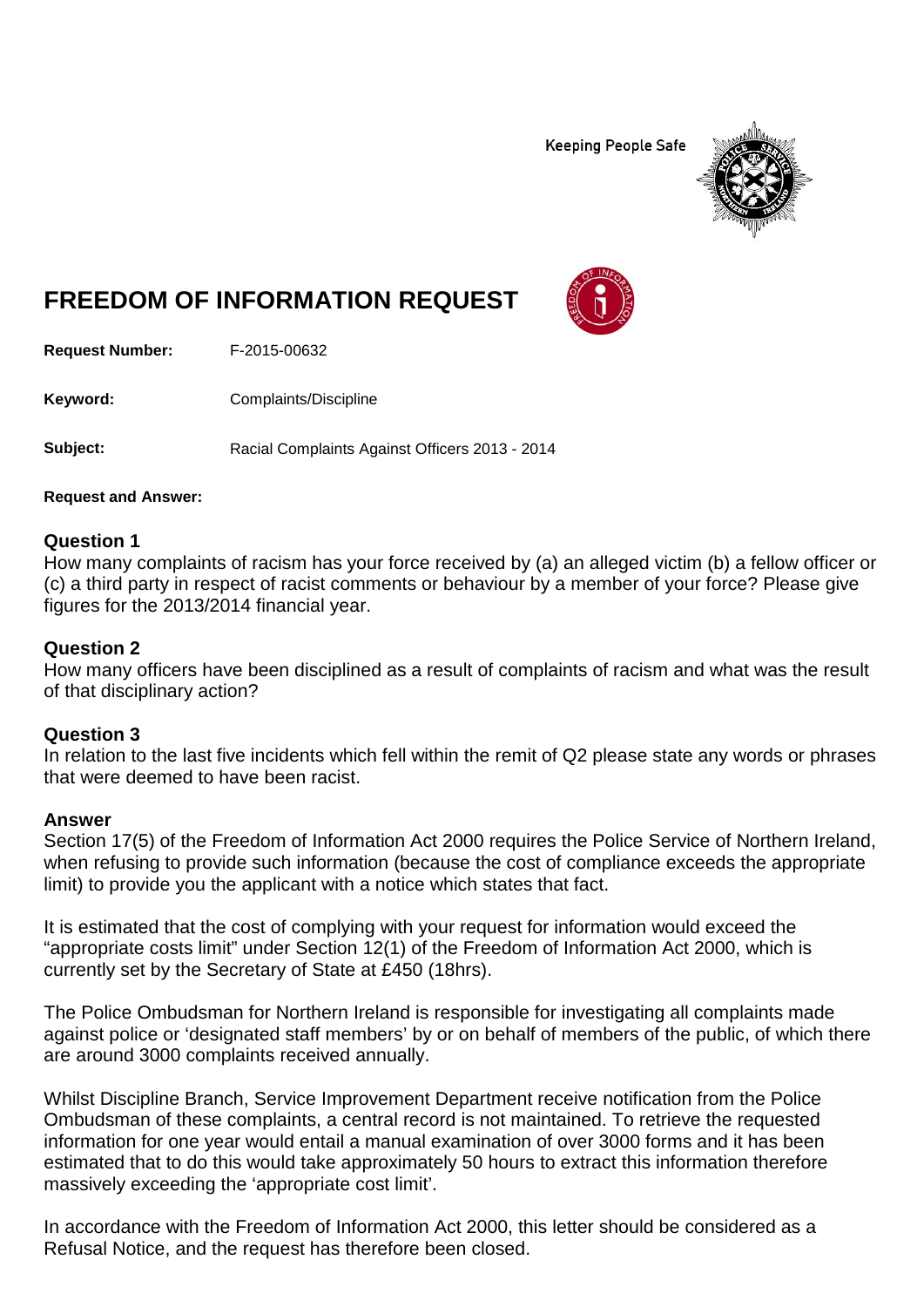Keeping People Safe

# FREEDOM OF INFORMATION REQUEST

**Request Number:** F-2015-00632

**Keyword:** Complaints/Discipline

**Subject:** Racial Complaints Against Officers 2013 - 2014

**Request and Answer:**

## Question 1

How many complaints of racism has your force received by (a) an alleged victim (b) a fellow officer or (c) a third party in respect of racist comments or behaviour by a member of your force? Please give figures for the 2013/2014 financial year.

## Question 2

How many officers have been disciplined as a result of complaints of racism and what was the result of that disciplinary action?

## Question 3

In relation to the last five incidents which fell within the remit of Q2 please state any words or phrases that were deemed to have been racist.

## Answer

Section 17(5) of the Freedom of Information Act 2000 requires the Police Service of Northern Ireland, when refusing to provide such information (because the cost of compliance exceeds the appropriate limit) to provide you the applicant with a notice which states that fact.

It is estimated that the cost of complying with your request for information would exceed the "appropriate costs limit" under Section 12(1) of the Freedom of Information Act 2000, which is currently set by the Secretary of State at £450 (18hrs).

The Police Ombudsman for Northern Ireland is responsible for investigating all complaints made against police or 'designated staff members' by or on behalf of members of the public, of which there are around 3000 complaints received annually.

Whilst Discipline Branch, Service Improvement Department receive notification from the Police Ombudsman of these complaints, a central record is not maintained. To retrieve the requested information for one year would entail a manual examination of over 3000 forms and it has been estimated that to do this would take approximately 50 hours to extract this information therefore massively exceeding the 'appropriate cost limit'.

In accordance with the Freedom of Information Act 2000, this letter should be considered as a Refusal Notice, and the request has therefore been closed.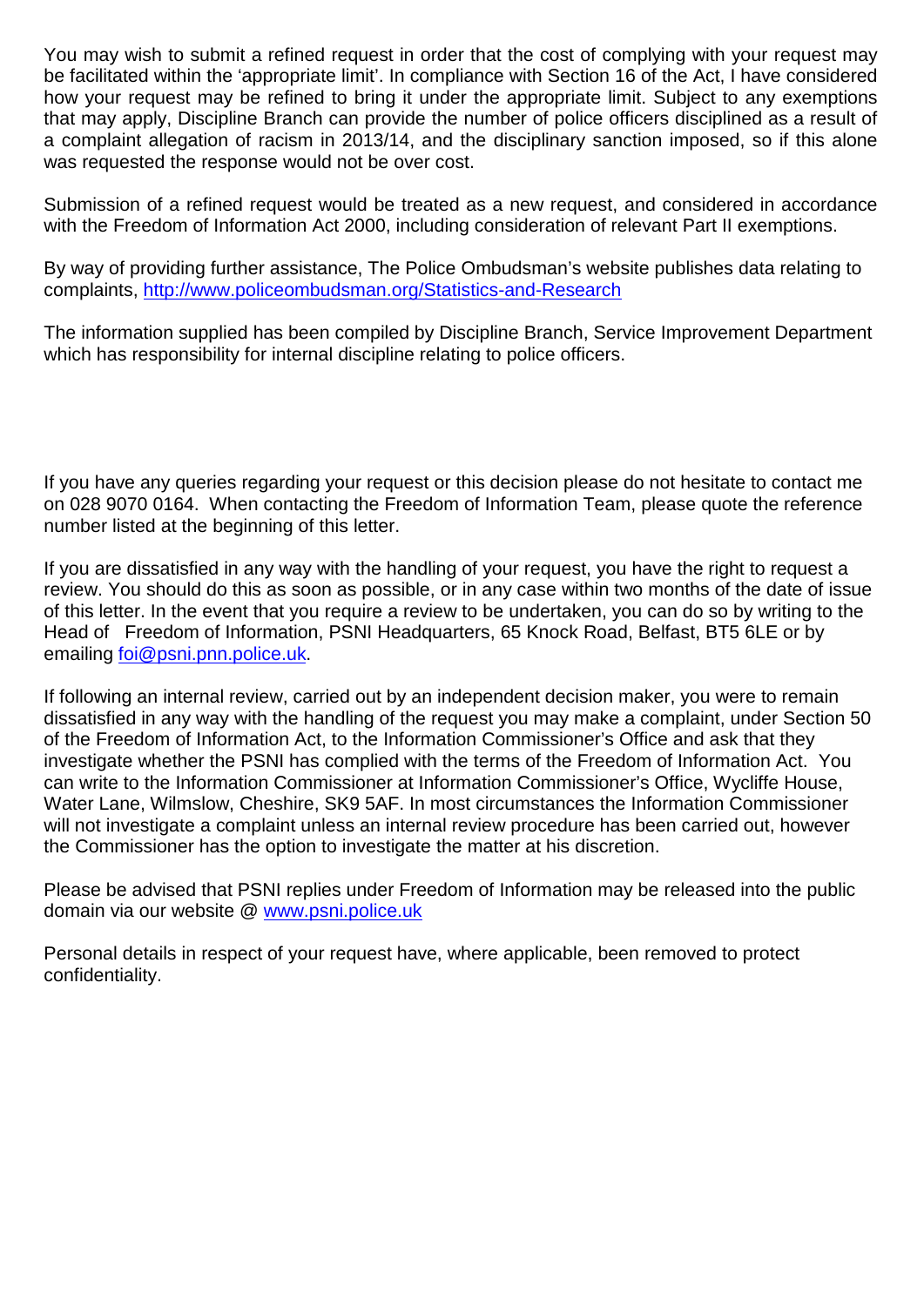You may wish to submit a refined request in order that the cost of complying with your request may be facilitated within the 'appropriate limit'. In compliance with Section 16 of the Act, I have considered how your request may be refined to bring it under the appropriate limit. Subject to any exemptions that may apply, Discipline Branch can provide the number of police officers disciplined as a result of a complaint allegation of racism in 2013/14, and the disciplinary sanction imposed, so if this alone was requested the response would not be over cost.

Submission of a refined request would be treated as a new request, and considered in accordance with the Freedom of Information Act 2000, including consideration of relevant Part II exemptions.

By way of providing further assistance, The Police Ombudsman's website publishes data relating to complaints, http://www.policeombudsman.org/Statistics-and-Research

The information supplied has been compiled by Discipline Branch, Service Improvement Department which has responsibility for internal discipline relating to police officers.

If you have any queries regarding your request or this decision please do not hesitate to contact me on 028 9070 0164. When contacting the Freedom of Information Team, please quote the reference number listed at the beginning of this letter.

If you are dissatisfied in any way with the handling of your request, you have the right to request a review. You should do this as soon as possible, or in any case within two months of the date of issue of this letter. In the event that you require a review to be undertaken, you can do so by writing to the Head of Freedom of Information, PSNI Headquarters, 65 Knock Road, Belfast, BT5 6LE or by emailing foi@psni.pnn.police.uk.

If following an internal review, carried out by an independent decision maker, you were to remain dissatisfied in any way with the handling of the request you may make a complaint, under Section 50 of the Freedom of Information Act, to the Information Commissioner's Office and ask that they investigate whether the PSNI has complied with the terms of the Freedom of Information Act. You can write to the Information Commissioner at Information Commissioner's Office, Wycliffe House, Water Lane, Wilmslow, Cheshire, SK9 5AF. In most circumstances the Information Commissioner will not investigate a complaint unless an internal review procedure has been carried out, however the Commissioner has the option to investigate the matter at his discretion.

Please be advised that PSNI replies under Freedom of Information may be released into the public domain via our website @ www.psni.police.uk

Personal details in respect of your request have, where applicable, been removed to protect confidentiality.